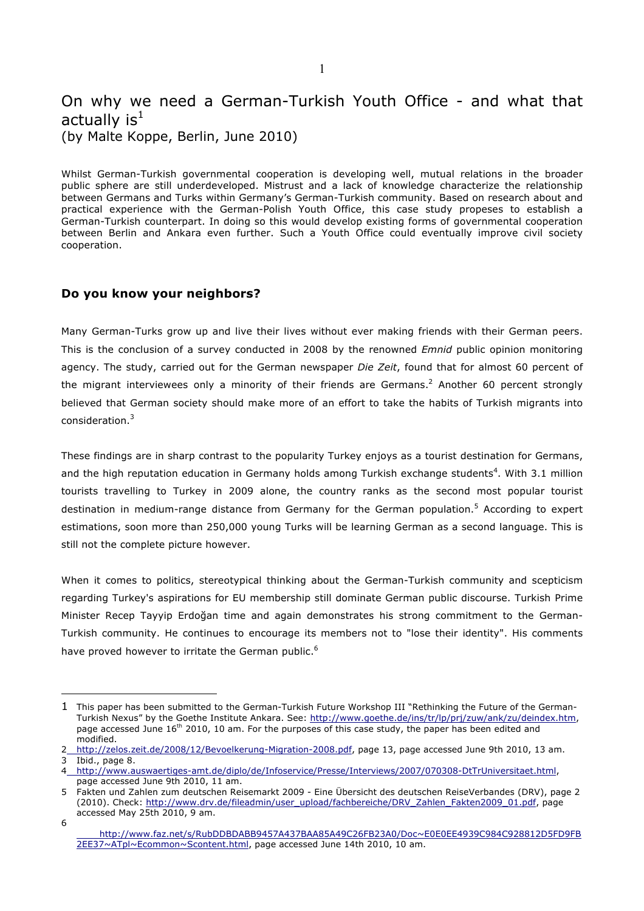# On why we need a German-Turkish Youth Office - and what that actually is[1]
(by Malte Koppe, Berlin, June 2010)

Whilst German-Turkish governmental cooperation is developing well, mutual relations in the broader public sphere are still underdeveloped. Mistrust and a lack of knowledge characterize the relationship between Germans and Turks within Germany's German-Turkish community. Based on research about and practical experience with the German-Polish Youth Office, this case study propeses to establish a German-Turkish counterpart. In doing so this would develop existing forms of governmental cooperation between Berlin and Ankara even further. Such a Youth Office could eventually improve civil society cooperation.

## Do you know your neighbors?

Many German-Turks grow up and live their lives without ever making friends with their German peers. This is the conclusion of a survey conducted in 2008 by the renowned *Emnid* public opinion monitoring agency. The study, carried out for the German newspaper *Die Zeit*, found that for almost 60 percent of the migrant interviewees only a minority of their friends are Germans.[2] Another 60 percent strongly believed that German society should make more of an effort to take the habits of Turkish migrants into consideration.[3]

These findings are in sharp contrast to the popularity Turkey enjoys as a tourist destination for Germans, and the high reputation education in Germany holds among Turkish exchange students[4]. With 3.1 million tourists travelling to Turkey in 2009 alone, the country ranks as the second most popular tourist destination in medium-range distance from Germany for the German population.[5] According to expert estimations, soon more than 250,000 young Turks will be learning German as a second language. This is still not the complete picture however.

When it comes to politics, stereotypical thinking about the German-Turkish community and scepticism regarding Turkey's aspirations for EU membership still dominate German public discourse. Turkish Prime Minister Recep Tayyip Erdoğan time and again demonstrates his strong commitment to the German-Turkish community. He continues to encourage its members not to "lose their identity". His comments have proved however to irritate the German public.[6]

---

1 This paper has been submitted to the German-Turkish Future Workshop III "Rethinking the Future of the German-Turkish Nexus" by the Goethe Institute Ankara. See: http://www.goethe.de/ins/tr/lp/prj/zuw/ank/zu/deindex.htm, page accessed June 16th 2010, 10 am. For the purposes of this case study, the paper has been edited and modified.

2 http://zelos.zeit.de/2008/12/Bevoelkerung-Migration-2008.pdf, page 13, page accessed June 9th 2010, 13 am.

3 Ibid., page 8.

4 http://www.auswaertiges-amt.de/diplo/de/Infoservice/Presse/Interviews/2007/070308-DtTrUniversitaet.html, page accessed June 9th 2010, 11 am.

5 Fakten und Zahlen zum deutschen Reisemarkt 2009 - Eine Übersicht des deutschen ReiseVerbandes (DRV), page 2 (2010). Check: http://www.drv.de/fileadmin/user_upload/fachbereiche/DRV_Zahlen_Fakten2009_01.pdf, page accessed May 25th 2010, 9 am.

6 http://www.faz.net/s/RubDDBDABB9457A437BAA85A49C26FB23A0/Doc~E0E0EE4939C984C928812D5FD9FB2EE37~ATpl~Ecommon~Scontent.html, page accessed June 14th 2010, 10 am.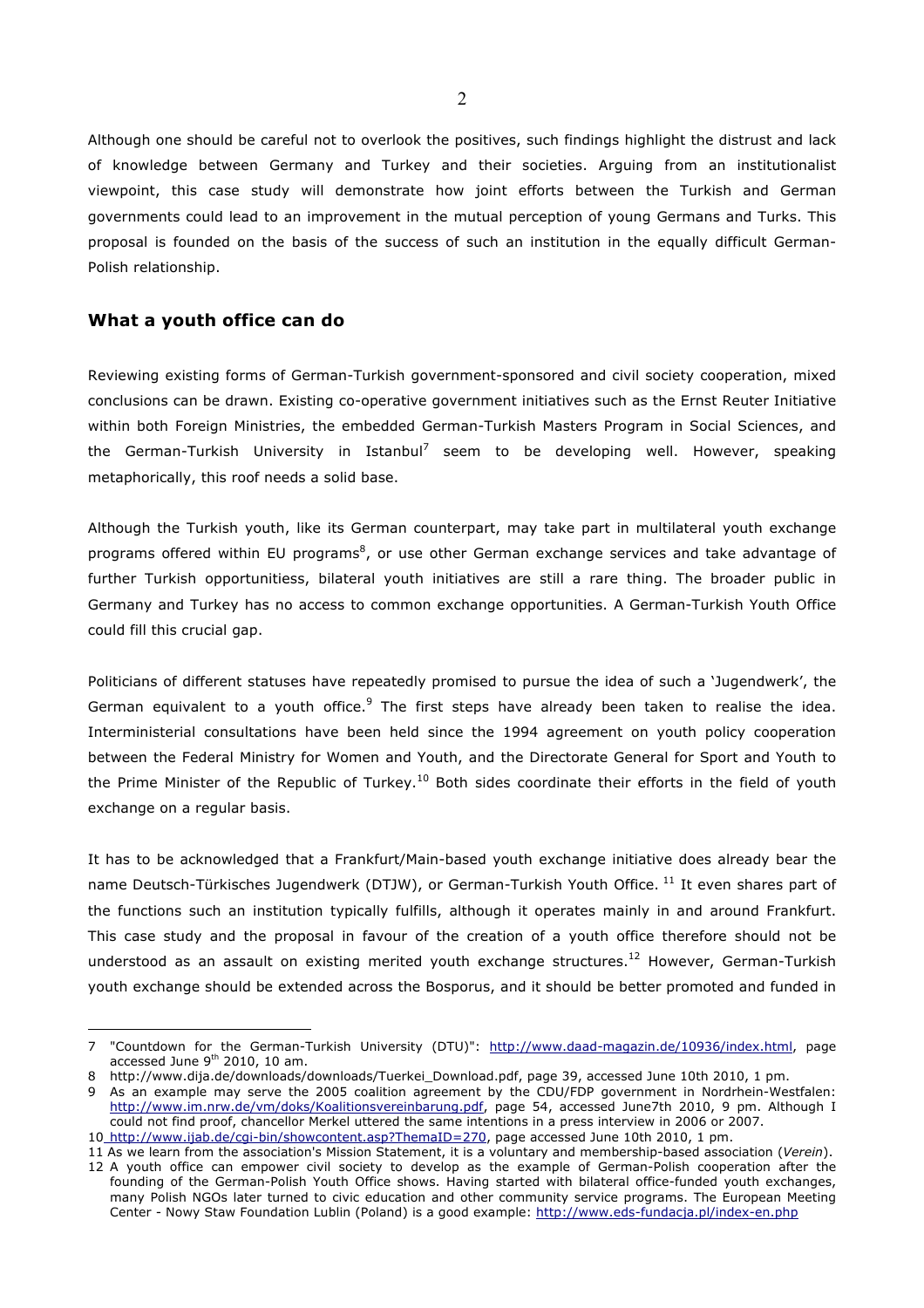Although one should be careful not to overlook the positives, such findings highlight the distrust and lack of knowledge between Germany and Turkey and their societies. Arguing from an institutionalist viewpoint, this case study will demonstrate how joint efforts between the Turkish and German governments could lead to an improvement in the mutual perception of young Germans and Turks. This proposal is founded on the basis of the success of such an institution in the equally difficult German-Polish relationship.

## What a youth office can do

Reviewing existing forms of German-Turkish government-sponsored and civil society cooperation, mixed conclusions can be drawn. Existing co-operative government initiatives such as the Ernst Reuter Initiative within both Foreign Ministries, the embedded German-Turkish Masters Program in Social Sciences, and the German-Turkish University in Istanbul[7] seem to be developing well. However, speaking metaphorically, this roof needs a solid base.

Although the Turkish youth, like its German counterpart, may take part in multilateral youth exchange programs offered within EU programs[8], or use other German exchange services and take advantage of further Turkish opportunitiess, bilateral youth initiatives are still a rare thing. The broader public in Germany and Turkey has no access to common exchange opportunities. A German-Turkish Youth Office could fill this crucial gap.

Politicians of different statuses have repeatedly promised to pursue the idea of such a 'Jugendwerk', the German equivalent to a youth office.[9] The first steps have already been taken to realise the idea. Interministerial consultations have been held since the 1994 agreement on youth policy cooperation between the Federal Ministry for Women and Youth, and the Directorate General for Sport and Youth to the Prime Minister of the Republic of Turkey.[10] Both sides coordinate their efforts in the field of youth exchange on a regular basis.

It has to be acknowledged that a Frankfurt/Main-based youth exchange initiative does already bear the name Deutsch-Türkisches Jugendwerk (DTJW), or German-Turkish Youth Office. [11] It even shares part of the functions such an institution typically fulfills, although it operates mainly in and around Frankfurt. This case study and the proposal in favour of the creation of a youth office therefore should not be understood as an assault on existing merited youth exchange structures.[12] However, German-Turkish youth exchange should be extended across the Bosporus, and it should be better promoted and funded in

---

7 "Countdown for the German-Turkish University (DTU)": http://www.daad-magazin.de/10936/index.html, page accessed June 9th 2010, 10 am.

8 http://www.dija.de/downloads/downloads/Tuerkei_Download.pdf, page 39, accessed June 10th 2010, 1 pm.

9 As an example may serve the 2005 coalition agreement by the CDU/FDP government in Nordrhein-Westfalen: http://www.im.nrw.de/vm/doks/Koalitionsvereinbarung.pdf, page 54, accessed June7th 2010, 9 pm. Although I could not find proof, chancellor Merkel uttered the same intentions in a press interview in 2006 or 2007.

10 http://www.ijab.de/cgi-bin/showcontent.asp?ThemaID=270, page accessed June 10th 2010, 1 pm.

11 As we learn from the association's Mission Statement, it is a voluntary and membership-based association (*Verein*).

12 A youth office can empower civil society to develop as the example of German-Polish cooperation after the founding of the German-Polish Youth Office shows. Having started with bilateral office-funded youth exchanges, many Polish NGOs later turned to civic education and other community service programs. The European Meeting Center - Nowy Staw Foundation Lublin (Poland) is a good example: http://www.eds-fundacja.pl/index-en.php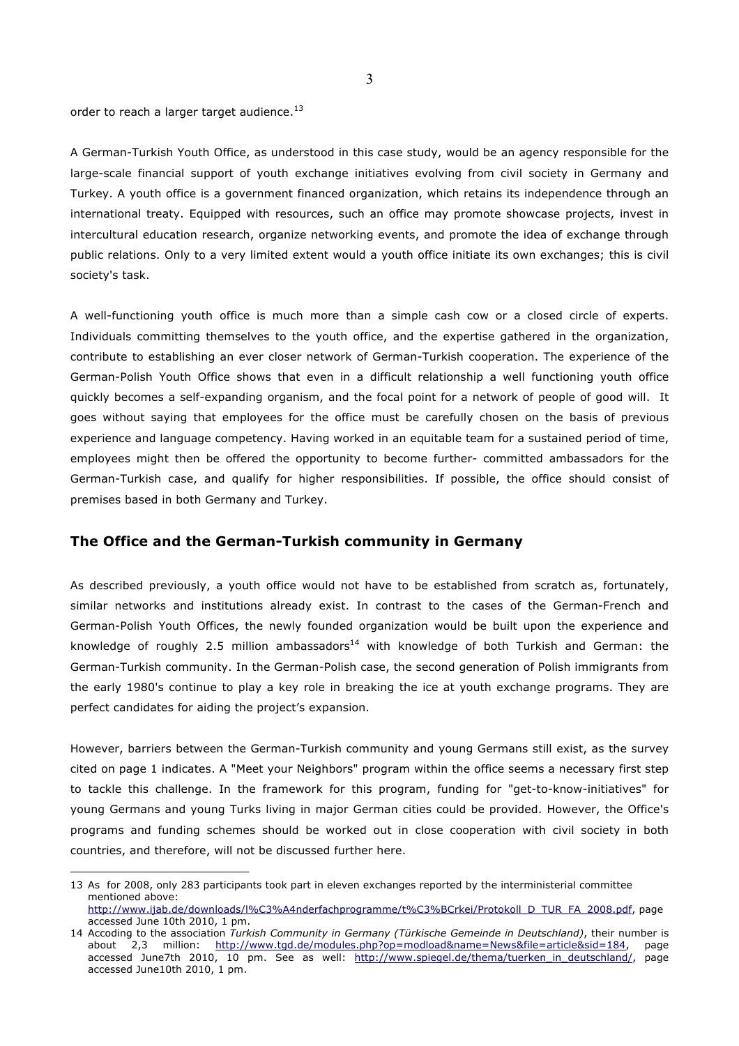order to reach a larger target audience.[13]

A German-Turkish Youth Office, as understood in this case study, would be an agency responsible for the large-scale financial support of youth exchange initiatives evolving from civil society in Germany and Turkey. A youth office is a government financed organization, which retains its independence through an international treaty. Equipped with resources, such an office may promote showcase projects, invest in intercultural education research, organize networking events, and promote the idea of exchange through public relations. Only to a very limited extent would a youth office initiate its own exchanges; this is civil society's task.

A well-functioning youth office is much more than a simple cash cow or a closed circle of experts. Individuals committing themselves to the youth office, and the expertise gathered in the organization, contribute to establishing an ever closer network of German-Turkish cooperation. The experience of the German-Polish Youth Office shows that even in a difficult relationship a well functioning youth office quickly becomes a self-expanding organism, and the focal point for a network of people of good will. It goes without saying that employees for the office must be carefully chosen on the basis of previous experience and language competency. Having worked in an equitable team for a sustained period of time, employees might then be offered the opportunity to become further- committed ambassadors for the German-Turkish case, and qualify for higher responsibilities. If possible, the office should consist of premises based in both Germany and Turkey.

## The Office and the German-Turkish community in Germany

As described previously, a youth office would not have to be established from scratch as, fortunately, similar networks and institutions already exist. In contrast to the cases of the German-French and German-Polish Youth Offices, the newly founded organization would be built upon the experience and knowledge of roughly 2.5 million ambassadors[14] with knowledge of both Turkish and German: the German-Turkish community. In the German-Polish case, the second generation of Polish immigrants from the early 1980's continue to play a key role in breaking the ice at youth exchange programs. They are perfect candidates for aiding the project's expansion.

However, barriers between the German-Turkish community and young Germans still exist, as the survey cited on page 1 indicates. A "Meet your Neighbors" program within the office seems a necessary first step to tackle this challenge. In the framework for this program, funding for "get-to-know-initiatives" for young Germans and young Turks living in major German cities could be provided. However, the Office's programs and funding schemes should be worked out in close cooperation with civil society in both countries, and therefore, will not be discussed further here.

---

13 As for 2008, only 283 participants took part in eleven exchanges reported by the interministerial committee mentioned above: http://www.ijab.de/downloads/l%C3%A4nderfachprogramme/t%C3%BCrkei/Protokoll_D_TUR_FA_2008.pdf, page accessed June 10th 2010, 1 pm.

14 Accoding to the association *Turkish Community in Germany (Türkische Gemeinde in Deutschland)*, their number is about 2,3 million: http://www.tgd.de/modules.php?op=modload&name=News&file=article&sid=184, page accessed June7th 2010, 10 pm. See as well: http://www.spiegel.de/thema/tuerken_in_deutschland/, page accessed June10th 2010, 1 pm.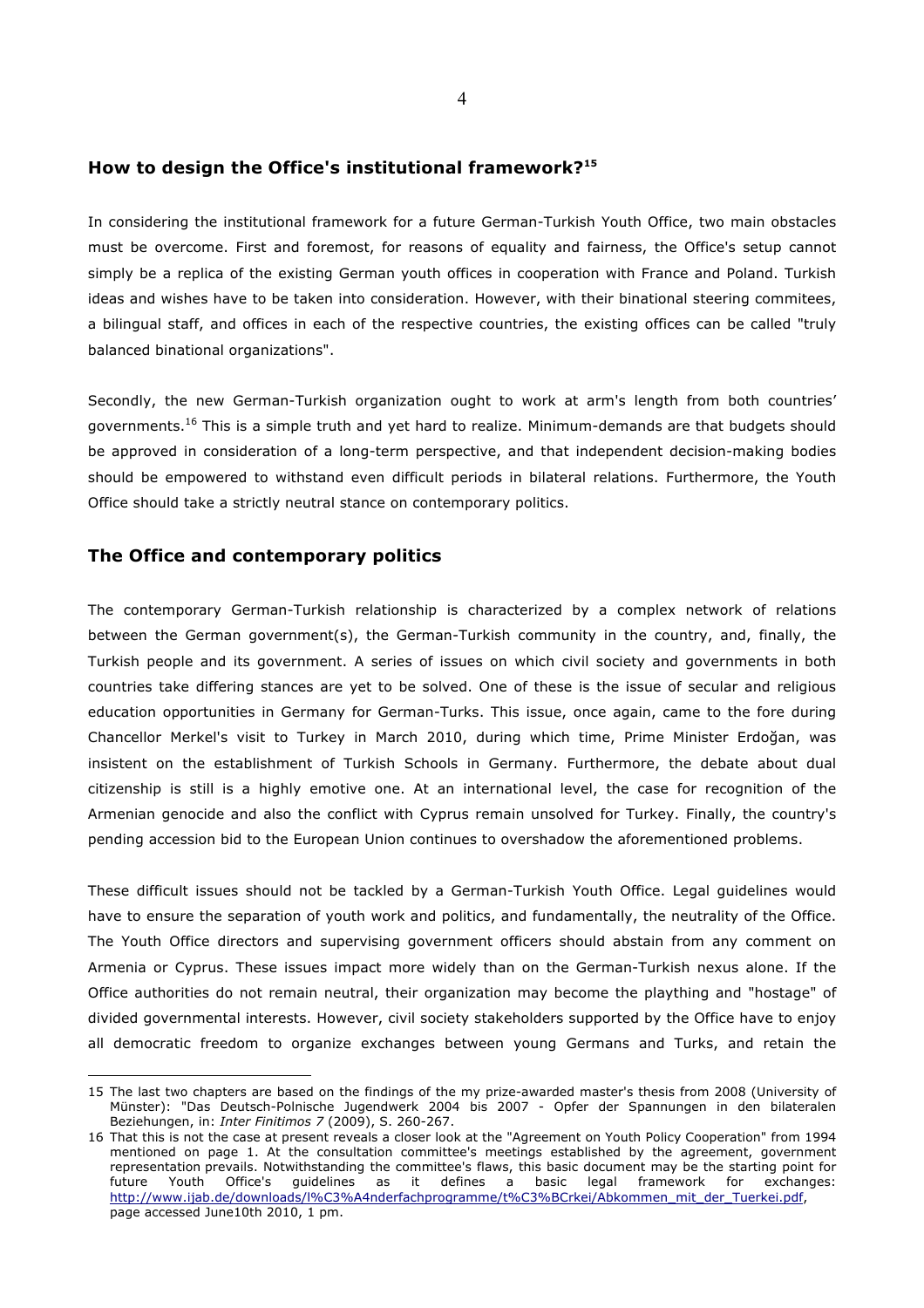## How to design the Office's institutional framework?[15]

In considering the institutional framework for a future German-Turkish Youth Office, two main obstacles must be overcome. First and foremost, for reasons of equality and fairness, the Office's setup cannot simply be a replica of the existing German youth offices in cooperation with France and Poland. Turkish ideas and wishes have to be taken into consideration. However, with their binational steering commitees, a bilingual staff, and offices in each of the respective countries, the existing offices can be called "truly balanced binational organizations".

Secondly, the new German-Turkish organization ought to work at arm's length from both countries' governments.[16] This is a simple truth and yet hard to realize. Minimum-demands are that budgets should be approved in consideration of a long-term perspective, and that independent decision-making bodies should be empowered to withstand even difficult periods in bilateral relations. Furthermore, the Youth Office should take a strictly neutral stance on contemporary politics.

## The Office and contemporary politics

The contemporary German-Turkish relationship is characterized by a complex network of relations between the German government(s), the German-Turkish community in the country, and, finally, the Turkish people and its government. A series of issues on which civil society and governments in both countries take differing stances are yet to be solved. One of these is the issue of secular and religious education opportunities in Germany for German-Turks. This issue, once again, came to the fore during Chancellor Merkel's visit to Turkey in March 2010, during which time, Prime Minister Erdoğan, was insistent on the establishment of Turkish Schools in Germany. Furthermore, the debate about dual citizenship is still is a highly emotive one. At an international level, the case for recognition of the Armenian genocide and also the conflict with Cyprus remain unsolved for Turkey. Finally, the country's pending accession bid to the European Union continues to overshadow the aforementioned problems.

These difficult issues should not be tackled by a German-Turkish Youth Office. Legal guidelines would have to ensure the separation of youth work and politics, and fundamentally, the neutrality of the Office. The Youth Office directors and supervising government officers should abstain from any comment on Armenia or Cyprus. These issues impact more widely than on the German-Turkish nexus alone. If the Office authorities do not remain neutral, their organization may become the plaything and "hostage" of divided governmental interests. However, civil society stakeholders supported by the Office have to enjoy all democratic freedom to organize exchanges between young Germans and Turks, and retain the

---

15 The last two chapters are based on the findings of the my prize-awarded master's thesis from 2008 (University of Münster): "Das Deutsch-Polnische Jugendwerk 2004 bis 2007 - Opfer der Spannungen in den bilateralen Beziehungen, in: *Inter Finitimos 7* (2009), S. 260-267.

16 That this is not the case at present reveals a closer look at the "Agreement on Youth Policy Cooperation" from 1994 mentioned on page 1. At the consultation committee's meetings established by the agreement, government representation prevails. Notwithstanding the committee's flaws, this basic document may be the starting point for future Youth Office's guidelines as it defines a basic legal framework for exchanges: http://www.ijab.de/downloads/l%C3%A4nderfachprogramme/t%C3%BCrkei/Abkommen_mit_der_Tuerkei.pdf, page accessed June10th 2010, 1 pm.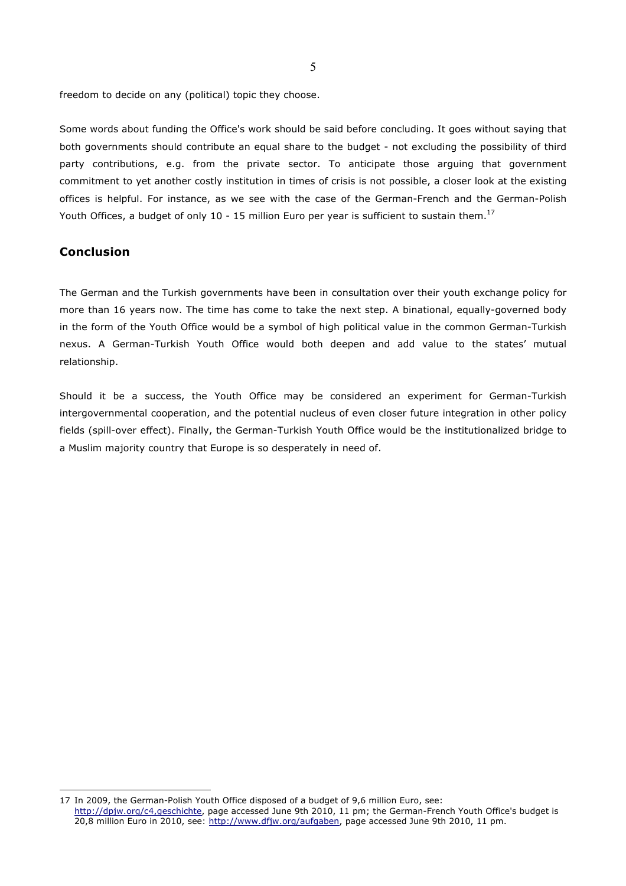freedom to decide on any (political) topic they choose.

Some words about funding the Office's work should be said before concluding. It goes without saying that both governments should contribute an equal share to the budget - not excluding the possibility of third party contributions, e.g. from the private sector. To anticipate those arguing that government commitment to yet another costly institution in times of crisis is not possible, a closer look at the existing offices is helpful. For instance, as we see with the case of the German-French and the German-Polish Youth Offices, a budget of only 10 - 15 million Euro per year is sufficient to sustain them.[17]

## Conclusion

The German and the Turkish governments have been in consultation over their youth exchange policy for more than 16 years now. The time has come to take the next step. A binational, equally-governed body in the form of the Youth Office would be a symbol of high political value in the common German-Turkish nexus. A German-Turkish Youth Office would both deepen and add value to the states' mutual relationship.

Should it be a success, the Youth Office may be considered an experiment for German-Turkish intergovernmental cooperation, and the potential nucleus of even closer future integration in other policy fields (spill-over effect). Finally, the German-Turkish Youth Office would be the institutionalized bridge to a Muslim majority country that Europe is so desperately in need of.

---

17 In 2009, the German-Polish Youth Office disposed of a budget of 9,6 million Euro, see: http://dpjw.org/c4,geschichte, page accessed June 9th 2010, 11 pm; the German-French Youth Office's budget is 20,8 million Euro in 2010, see: http://www.dfjw.org/aufgaben, page accessed June 9th 2010, 11 pm.